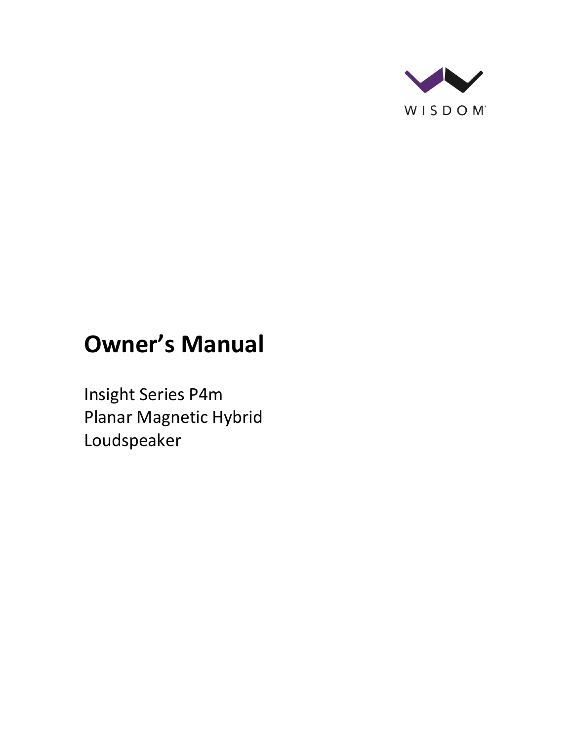WISDOM

# Owner's Manual

Insight Series P4m
Planar Magnetic Hybrid
Loudspeaker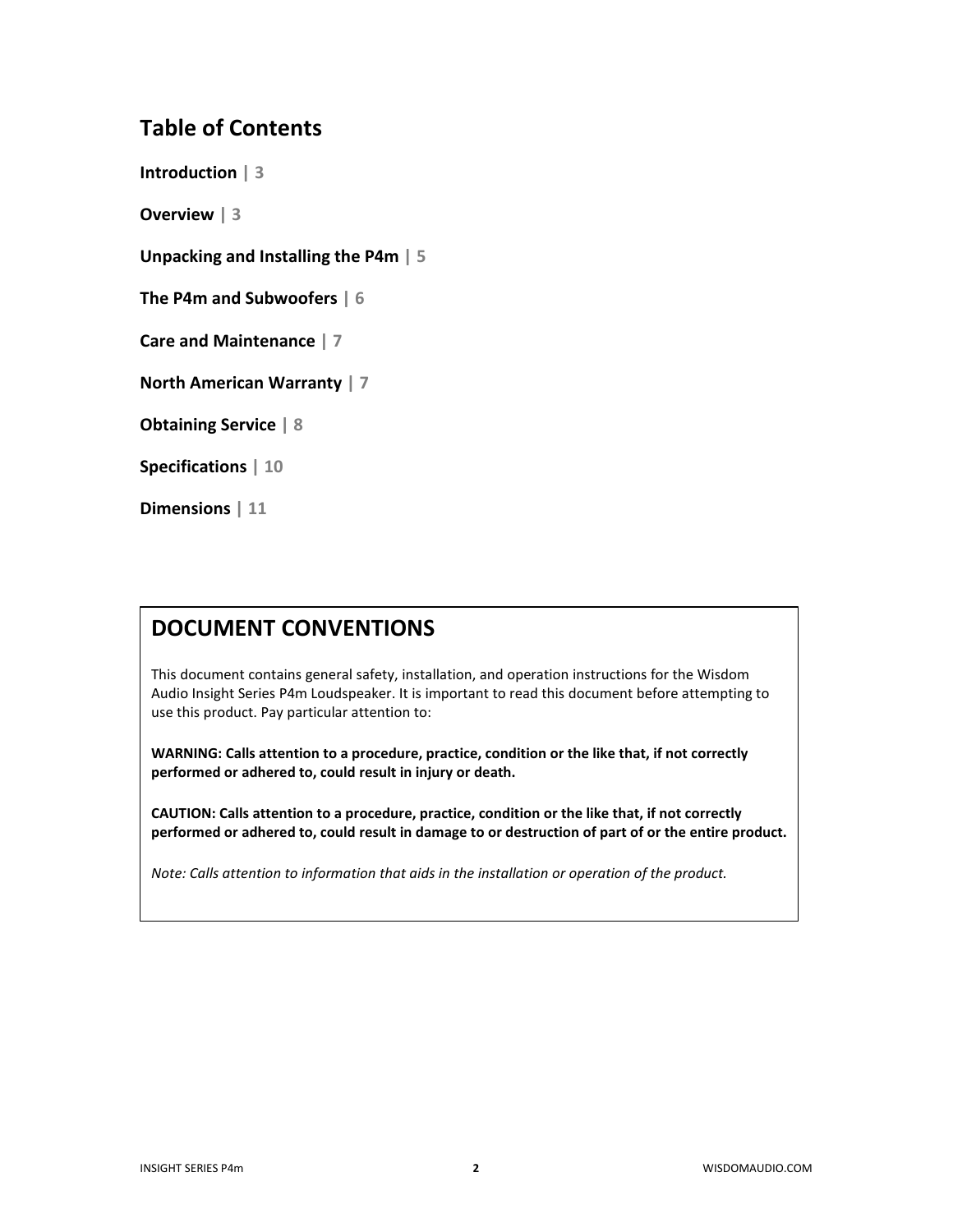## Table of Contents

**Introduction | 3**

**Overview | 3**

**Unpacking and Installing the P4m | 5**

**The P4m and Subwoofers | 6**

**Care and Maintenance | 7**

**North American Warranty | 7**

**Obtaining Service | 8**

**Specifications | 10**

**Dimensions | 11**

## DOCUMENT CONVENTIONS

This document contains general safety, installation, and operation instructions for the Wisdom Audio Insight Series P4m Loudspeaker. It is important to read this document before attempting to use this product. Pay particular attention to:

**WARNING: Calls attention to a procedure, practice, condition or the like that, if not correctly performed or adhered to, could result in injury or death.**

**CAUTION: Calls attention to a procedure, practice, condition or the like that, if not correctly performed or adhered to, could result in damage to or destruction of part of or the entire product.**

*Note: Calls attention to information that aids in the installation or operation of the product.*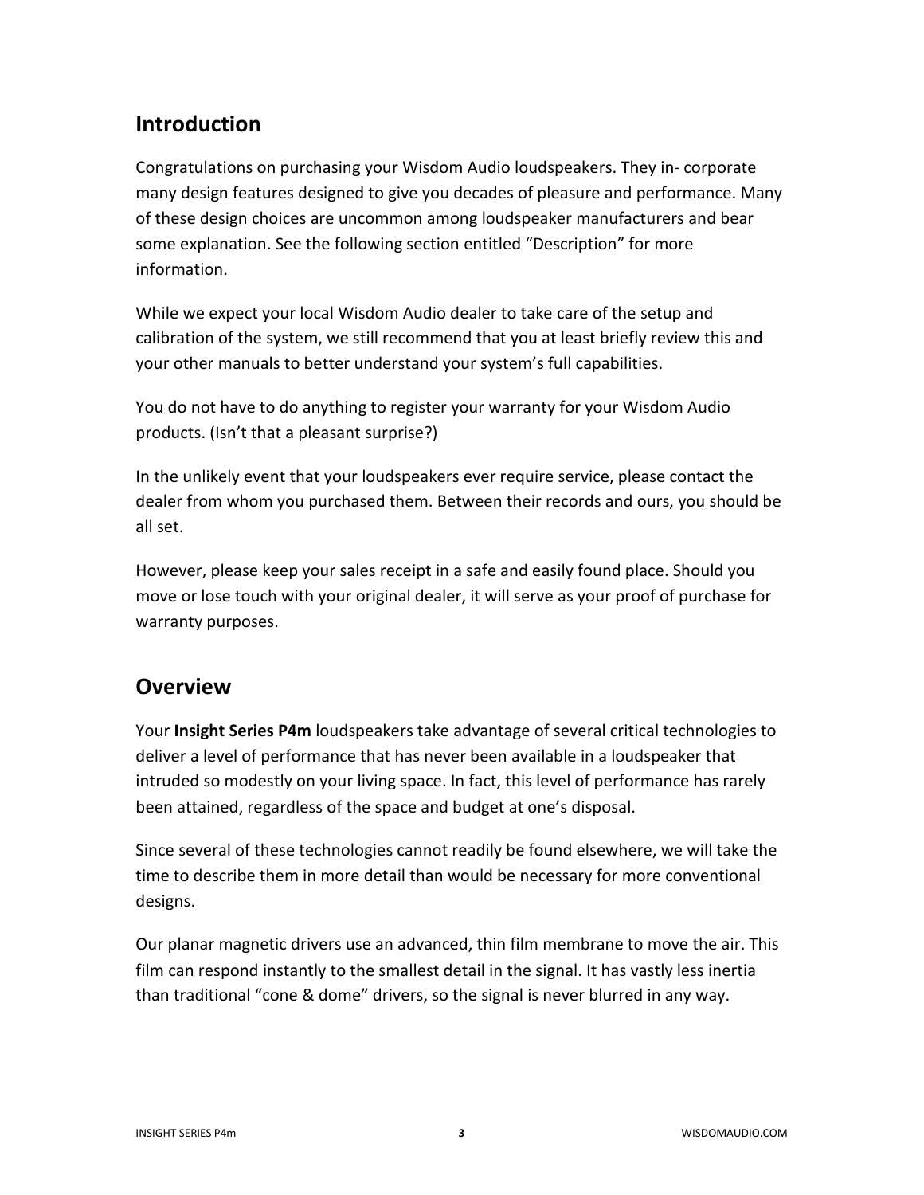## Introduction

Congratulations on purchasing your Wisdom Audio loudspeakers. They in- corporate many design features designed to give you decades of pleasure and performance. Many of these design choices are uncommon among loudspeaker manufacturers and bear some explanation. See the following section entitled "Description" for more information.

While we expect your local Wisdom Audio dealer to take care of the setup and calibration of the system, we still recommend that you at least briefly review this and your other manuals to better understand your system's full capabilities.

You do not have to do anything to register your warranty for your Wisdom Audio products. (Isn't that a pleasant surprise?)

In the unlikely event that your loudspeakers ever require service, please contact the dealer from whom you purchased them. Between their records and ours, you should be all set.

However, please keep your sales receipt in a safe and easily found place. Should you move or lose touch with your original dealer, it will serve as your proof of purchase for warranty purposes.

## Overview

Your **Insight Series P4m** loudspeakers take advantage of several critical technologies to deliver a level of performance that has never been available in a loudspeaker that intruded so modestly on your living space. In fact, this level of performance has rarely been attained, regardless of the space and budget at one's disposal.

Since several of these technologies cannot readily be found elsewhere, we will take the time to describe them in more detail than would be necessary for more conventional designs.

Our planar magnetic drivers use an advanced, thin film membrane to move the air. This film can respond instantly to the smallest detail in the signal. It has vastly less inertia than traditional "cone & dome" drivers, so the signal is never blurred in any way.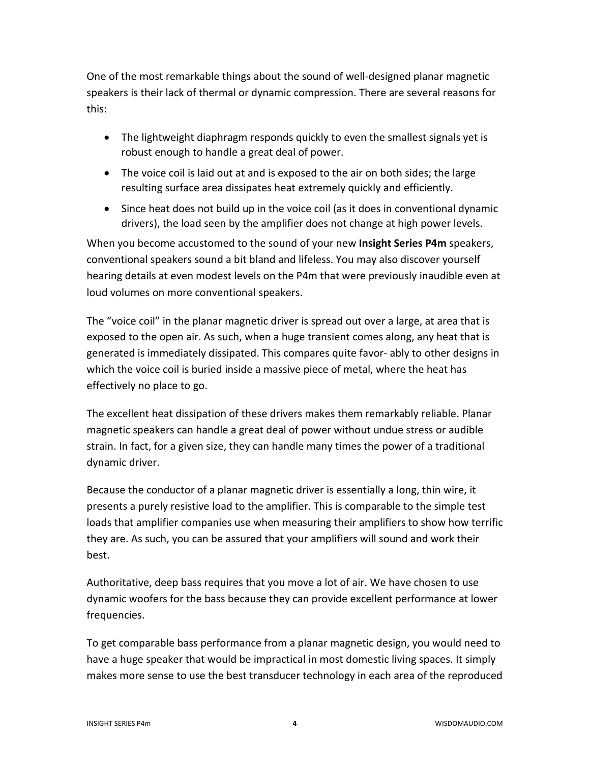One of the most remarkable things about the sound of well-designed planar magnetic speakers is their lack of thermal or dynamic compression. There are several reasons for this:

- The lightweight diaphragm responds quickly to even the smallest signals yet is robust enough to handle a great deal of power.
- The voice coil is laid out at and is exposed to the air on both sides; the large resulting surface area dissipates heat extremely quickly and efficiently.
- Since heat does not build up in the voice coil (as it does in conventional dynamic drivers), the load seen by the amplifier does not change at high power levels.

When you become accustomed to the sound of your new **Insight Series P4m** speakers, conventional speakers sound a bit bland and lifeless. You may also discover yourself hearing details at even modest levels on the P4m that were previously inaudible even at loud volumes on more conventional speakers.

The "voice coil" in the planar magnetic driver is spread out over a large, at area that is exposed to the open air. As such, when a huge transient comes along, any heat that is generated is immediately dissipated. This compares quite favor- ably to other designs in which the voice coil is buried inside a massive piece of metal, where the heat has effectively no place to go.

The excellent heat dissipation of these drivers makes them remarkably reliable. Planar magnetic speakers can handle a great deal of power without undue stress or audible strain. In fact, for a given size, they can handle many times the power of a traditional dynamic driver.

Because the conductor of a planar magnetic driver is essentially a long, thin wire, it presents a purely resistive load to the amplifier. This is comparable to the simple test loads that amplifier companies use when measuring their amplifiers to show how terrific they are. As such, you can be assured that your amplifiers will sound and work their best.

Authoritative, deep bass requires that you move a lot of air. We have chosen to use dynamic woofers for the bass because they can provide excellent performance at lower frequencies.

To get comparable bass performance from a planar magnetic design, you would need to have a huge speaker that would be impractical in most domestic living spaces. It simply makes more sense to use the best transducer technology in each area of the reproduced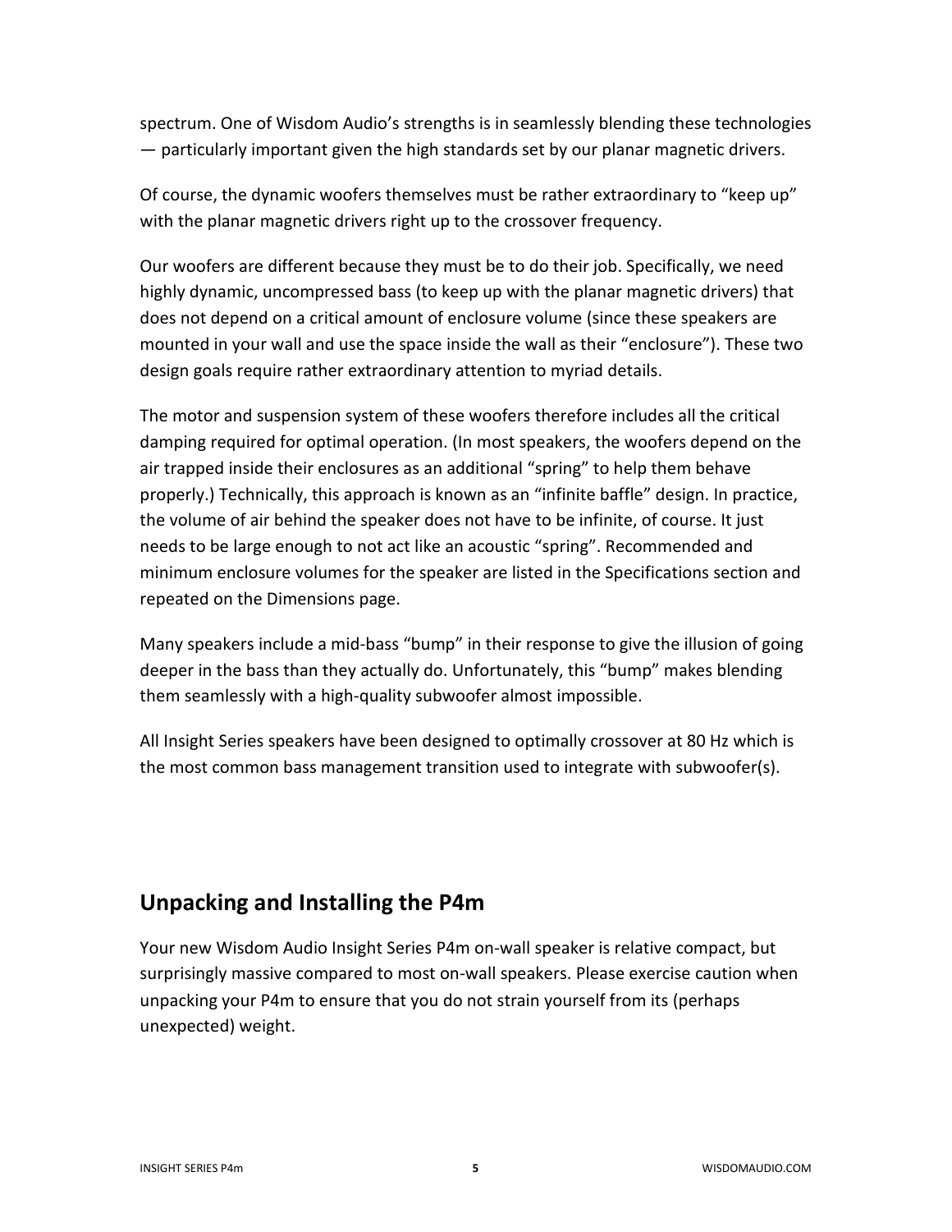spectrum. One of Wisdom Audio's strengths is in seamlessly blending these technologies — particularly important given the high standards set by our planar magnetic drivers.

Of course, the dynamic woofers themselves must be rather extraordinary to "keep up" with the planar magnetic drivers right up to the crossover frequency.

Our woofers are different because they must be to do their job. Specifically, we need highly dynamic, uncompressed bass (to keep up with the planar magnetic drivers) that does not depend on a critical amount of enclosure volume (since these speakers are mounted in your wall and use the space inside the wall as their "enclosure"). These two design goals require rather extraordinary attention to myriad details.

The motor and suspension system of these woofers therefore includes all the critical damping required for optimal operation. (In most speakers, the woofers depend on the air trapped inside their enclosures as an additional "spring" to help them behave properly.) Technically, this approach is known as an "infinite baffle" design. In practice, the volume of air behind the speaker does not have to be infinite, of course. It just needs to be large enough to not act like an acoustic "spring". Recommended and minimum enclosure volumes for the speaker are listed in the Specifications section and repeated on the Dimensions page.

Many speakers include a mid-bass "bump" in their response to give the illusion of going deeper in the bass than they actually do. Unfortunately, this "bump" makes blending them seamlessly with a high-quality subwoofer almost impossible.

All Insight Series speakers have been designed to optimally crossover at 80 Hz which is the most common bass management transition used to integrate with subwoofer(s).

## Unpacking and Installing the P4m

Your new Wisdom Audio Insight Series P4m on-wall speaker is relative compact, but surprisingly massive compared to most on-wall speakers. Please exercise caution when unpacking your P4m to ensure that you do not strain yourself from its (perhaps unexpected) weight.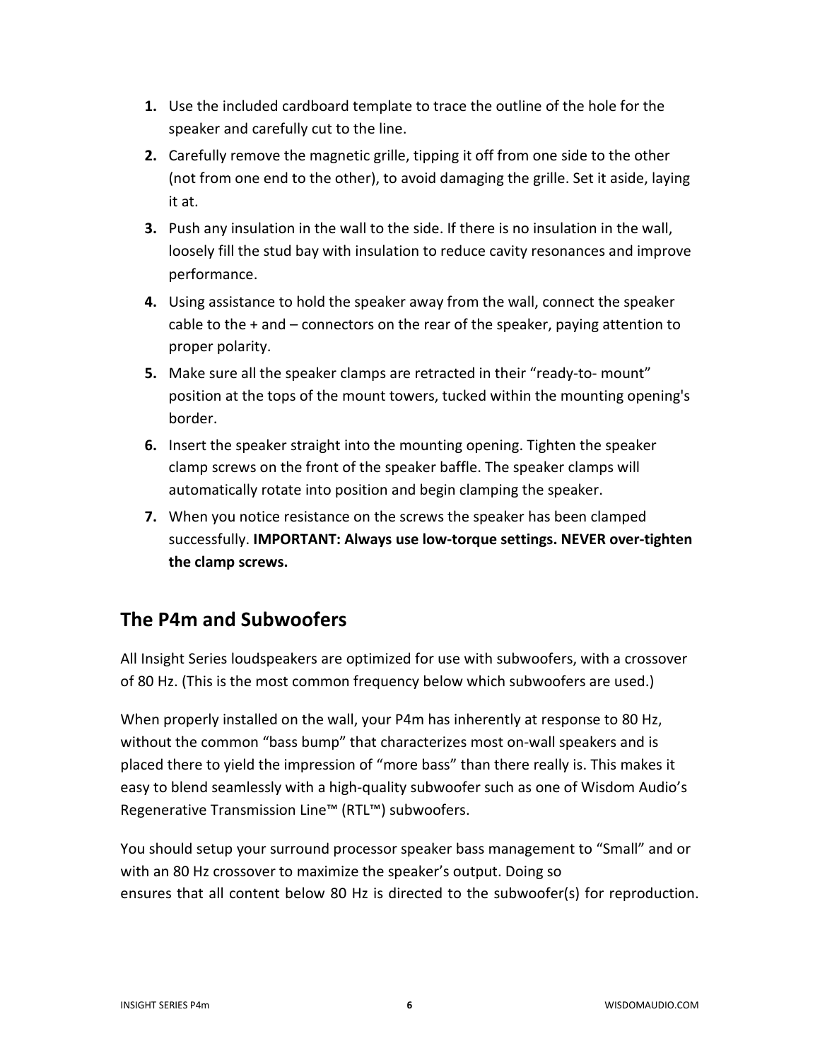1. Use the included cardboard template to trace the outline of the hole for the speaker and carefully cut to the line.
2. Carefully remove the magnetic grille, tipping it off from one side to the other (not from one end to the other), to avoid damaging the grille. Set it aside, laying it at.
3. Push any insulation in the wall to the side. If there is no insulation in the wall, loosely fill the stud bay with insulation to reduce cavity resonances and improve performance.
4. Using assistance to hold the speaker away from the wall, connect the speaker cable to the + and – connectors on the rear of the speaker, paying attention to proper polarity.
5. Make sure all the speaker clamps are retracted in their "ready-to- mount" position at the tops of the mount towers, tucked within the mounting opening's border.
6. Insert the speaker straight into the mounting opening. Tighten the speaker clamp screws on the front of the speaker baffle. The speaker clamps will automatically rotate into position and begin clamping the speaker.
7. When you notice resistance on the screws the speaker has been clamped successfully. **IMPORTANT: Always use low-torque settings. NEVER over-tighten the clamp screws.**

## The P4m and Subwoofers

All Insight Series loudspeakers are optimized for use with subwoofers, with a crossover of 80 Hz. (This is the most common frequency below which subwoofers are used.)

When properly installed on the wall, your P4m has inherently at response to 80 Hz, without the common "bass bump" that characterizes most on-wall speakers and is placed there to yield the impression of "more bass" than there really is. This makes it easy to blend seamlessly with a high-quality subwoofer such as one of Wisdom Audio's Regenerative Transmission Line™ (RTL™) subwoofers.

You should setup your surround processor speaker bass management to "Small" and or with an 80 Hz crossover to maximize the speaker's output. Doing so ensures that all content below 80 Hz is directed to the subwoofer(s) for reproduction.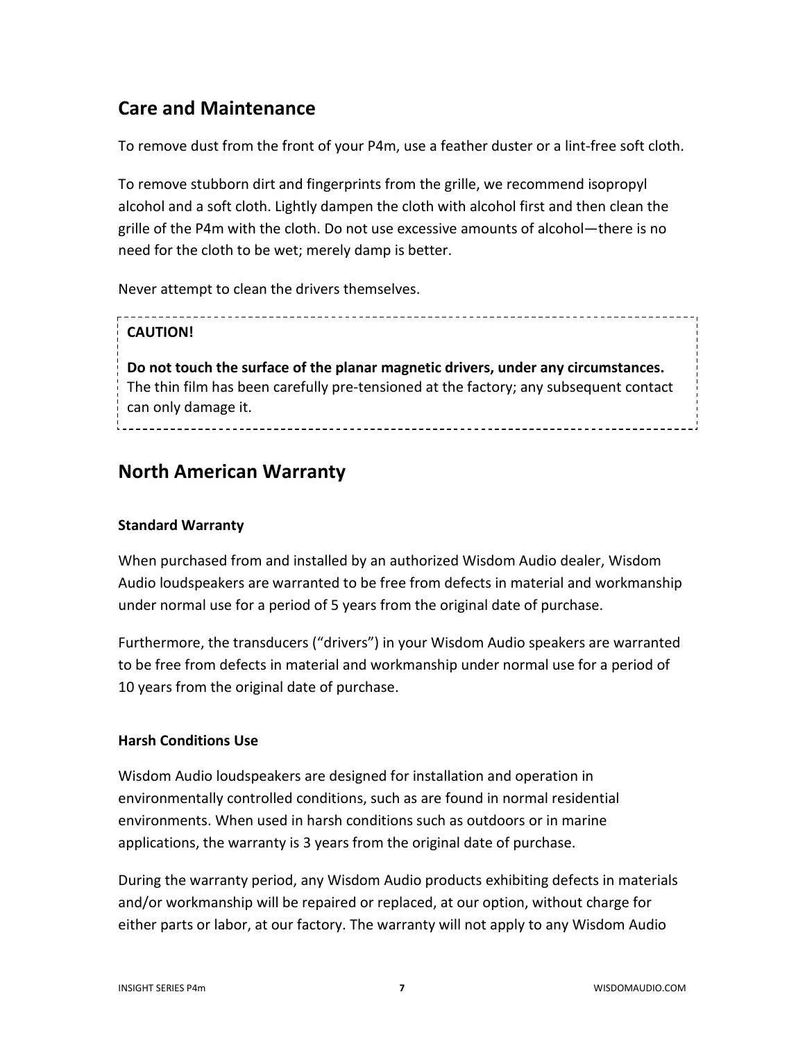## Care and Maintenance

To remove dust from the front of your P4m, use a feather duster or a lint-free soft cloth.

To remove stubborn dirt and fingerprints from the grille, we recommend isopropyl alcohol and a soft cloth. Lightly dampen the cloth with alcohol first and then clean the grille of the P4m with the cloth. Do not use excessive amounts of alcohol—there is no need for the cloth to be wet; merely damp is better.

Never attempt to clean the drivers themselves.

**CAUTION!**

**Do not touch the surface of the planar magnetic drivers, under any circumstances.** The thin film has been carefully pre-tensioned at the factory; any subsequent contact can only damage it.

## North American Warranty

### Standard Warranty

When purchased from and installed by an authorized Wisdom Audio dealer, Wisdom Audio loudspeakers are warranted to be free from defects in material and workmanship under normal use for a period of 5 years from the original date of purchase.

Furthermore, the transducers ("drivers") in your Wisdom Audio speakers are warranted to be free from defects in material and workmanship under normal use for a period of 10 years from the original date of purchase.

### Harsh Conditions Use

Wisdom Audio loudspeakers are designed for installation and operation in environmentally controlled conditions, such as are found in normal residential environments. When used in harsh conditions such as outdoors or in marine applications, the warranty is 3 years from the original date of purchase.

During the warranty period, any Wisdom Audio products exhibiting defects in materials and/or workmanship will be repaired or replaced, at our option, without charge for either parts or labor, at our factory. The warranty will not apply to any Wisdom Audio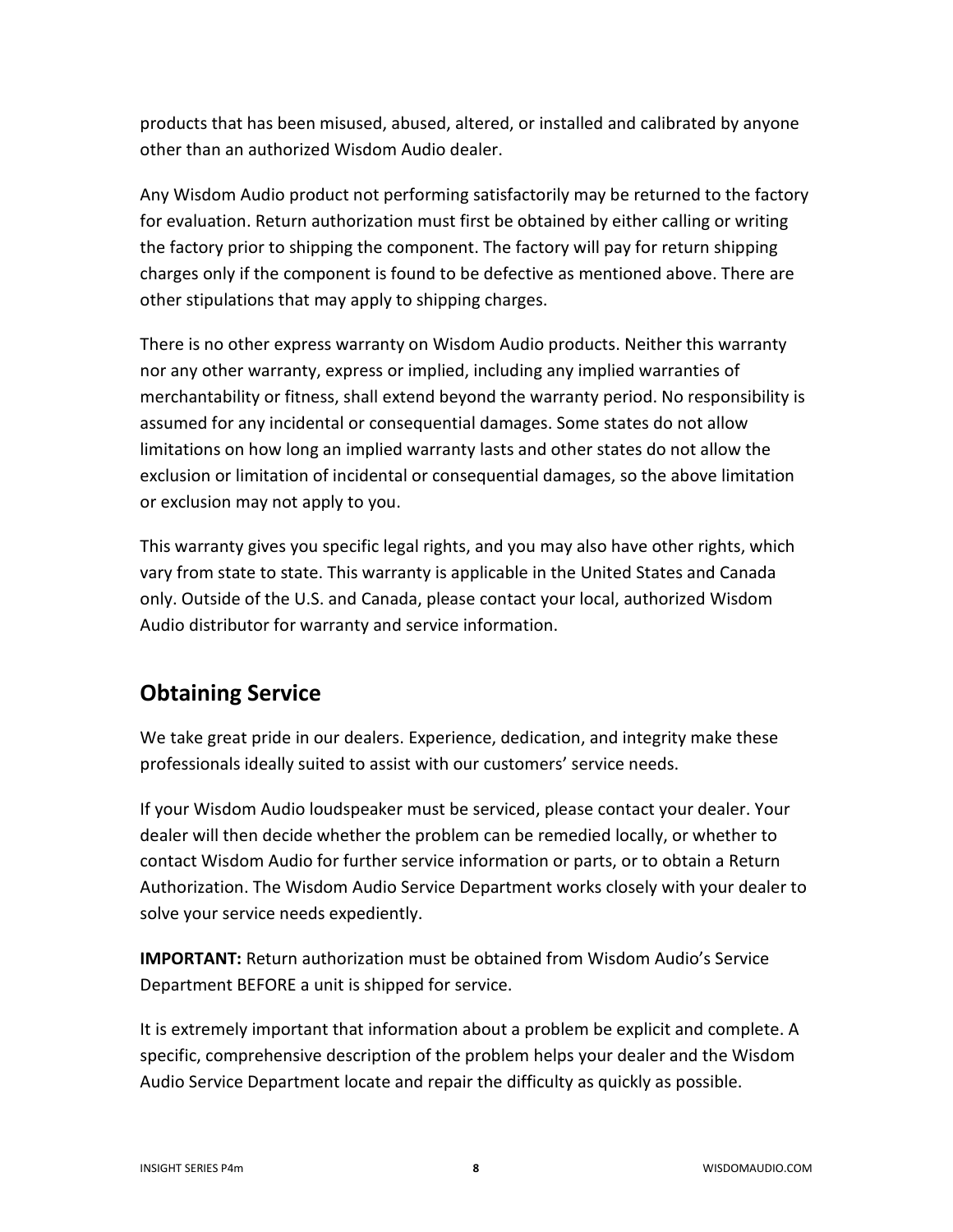products that has been misused, abused, altered, or installed and calibrated by anyone other than an authorized Wisdom Audio dealer.

Any Wisdom Audio product not performing satisfactorily may be returned to the factory for evaluation. Return authorization must first be obtained by either calling or writing the factory prior to shipping the component. The factory will pay for return shipping charges only if the component is found to be defective as mentioned above. There are other stipulations that may apply to shipping charges.

There is no other express warranty on Wisdom Audio products. Neither this warranty nor any other warranty, express or implied, including any implied warranties of merchantability or fitness, shall extend beyond the warranty period. No responsibility is assumed for any incidental or consequential damages. Some states do not allow limitations on how long an implied warranty lasts and other states do not allow the exclusion or limitation of incidental or consequential damages, so the above limitation or exclusion may not apply to you.

This warranty gives you specific legal rights, and you may also have other rights, which vary from state to state. This warranty is applicable in the United States and Canada only. Outside of the U.S. and Canada, please contact your local, authorized Wisdom Audio distributor for warranty and service information.

## Obtaining Service

We take great pride in our dealers. Experience, dedication, and integrity make these professionals ideally suited to assist with our customers' service needs.

If your Wisdom Audio loudspeaker must be serviced, please contact your dealer. Your dealer will then decide whether the problem can be remedied locally, or whether to contact Wisdom Audio for further service information or parts, or to obtain a Return Authorization. The Wisdom Audio Service Department works closely with your dealer to solve your service needs expediently.

**IMPORTANT:** Return authorization must be obtained from Wisdom Audio's Service Department BEFORE a unit is shipped for service.

It is extremely important that information about a problem be explicit and complete. A specific, comprehensive description of the problem helps your dealer and the Wisdom Audio Service Department locate and repair the difficulty as quickly as possible.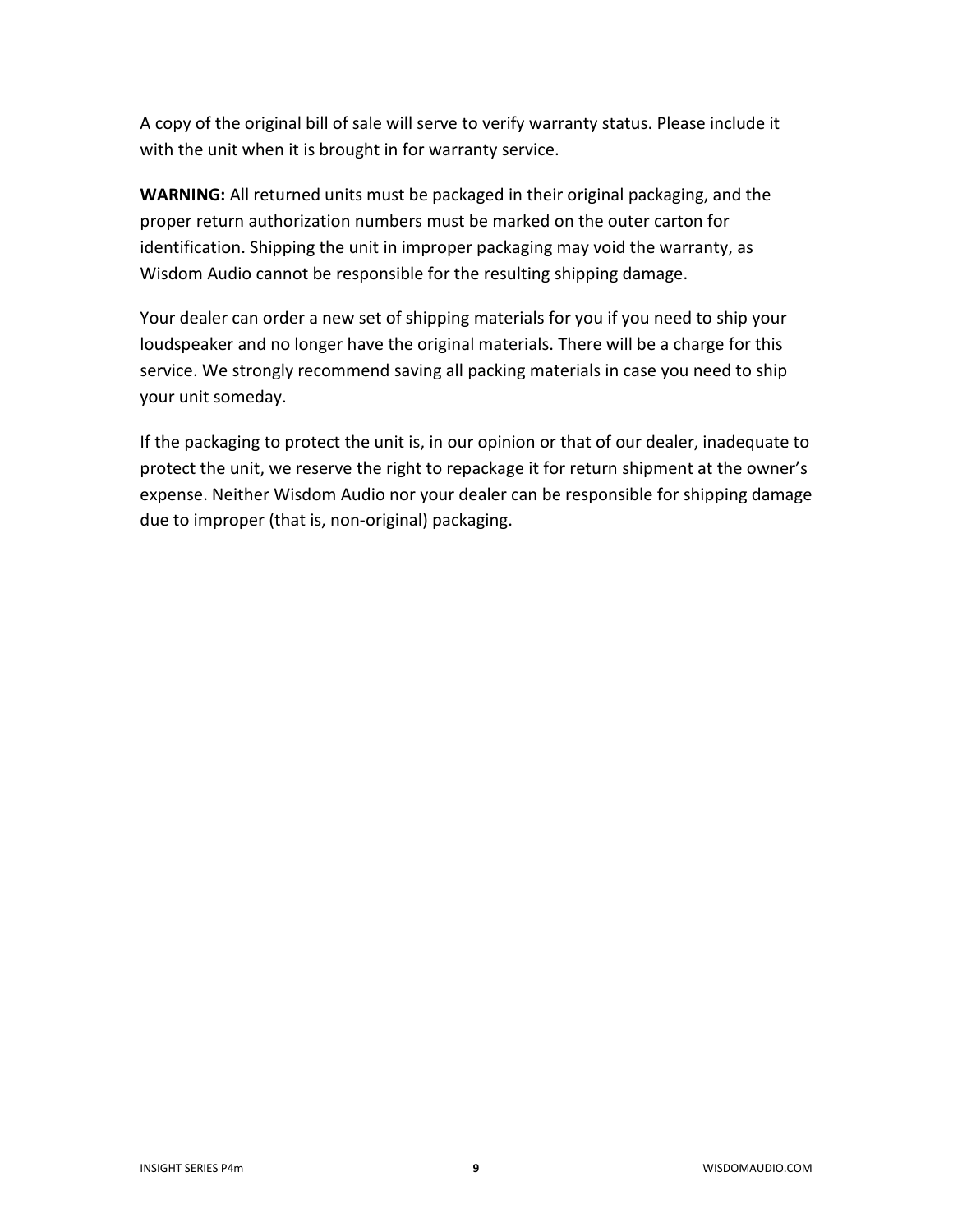A copy of the original bill of sale will serve to verify warranty status. Please include it with the unit when it is brought in for warranty service.

**WARNING:** All returned units must be packaged in their original packaging, and the proper return authorization numbers must be marked on the outer carton for identification. Shipping the unit in improper packaging may void the warranty, as Wisdom Audio cannot be responsible for the resulting shipping damage.

Your dealer can order a new set of shipping materials for you if you need to ship your loudspeaker and no longer have the original materials. There will be a charge for this service. We strongly recommend saving all packing materials in case you need to ship your unit someday.

If the packaging to protect the unit is, in our opinion or that of our dealer, inadequate to protect the unit, we reserve the right to repackage it for return shipment at the owner's expense. Neither Wisdom Audio nor your dealer can be responsible for shipping damage due to improper (that is, non-original) packaging.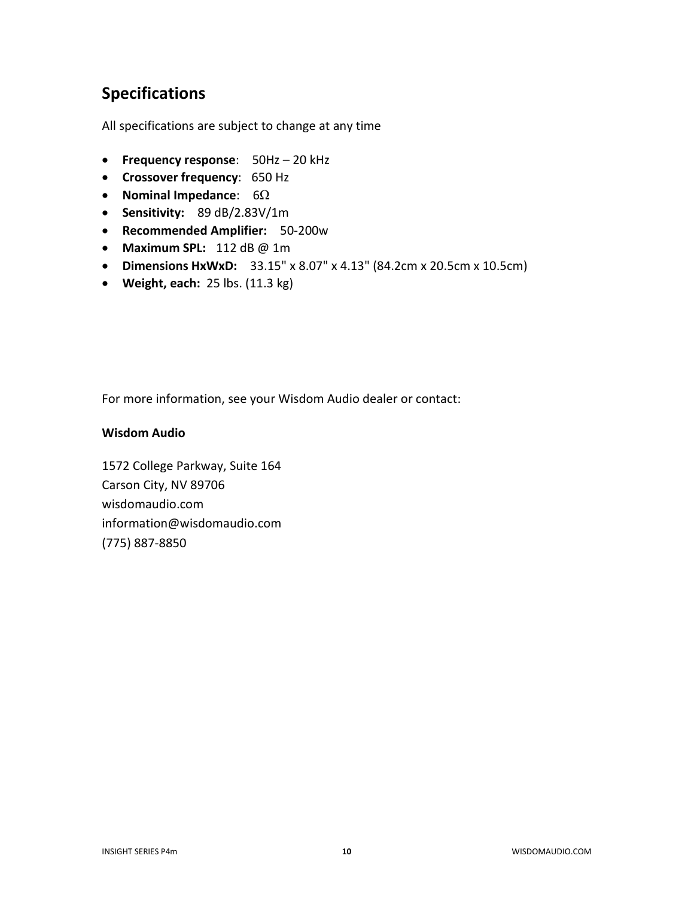## Specifications

All specifications are subject to change at any time

- **Frequency response**: 50Hz – 20 kHz
- **Crossover frequency**: 650 Hz
- **Nominal Impedance**: 6Ω
- **Sensitivity:** 89 dB/2.83V/1m
- **Recommended Amplifier:** 50-200w
- **Maximum SPL:** 112 dB @ 1m
- **Dimensions HxWxD:** 33.15" x 8.07" x 4.13" (84.2cm x 20.5cm x 10.5cm)
- **Weight, each:** 25 lbs. (11.3 kg)

For more information, see your Wisdom Audio dealer or contact:

**Wisdom Audio**

1572 College Parkway, Suite 164
Carson City, NV 89706
wisdomaudio.com
information@wisdomaudio.com
(775) 887-8850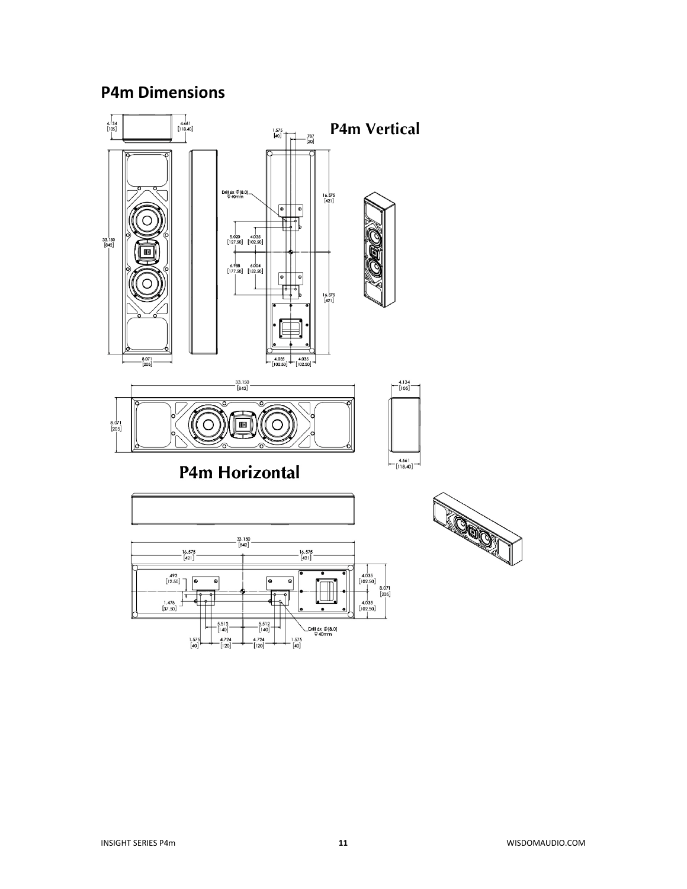## P4m Dimensions

P4m Vertical

P4m Horizontal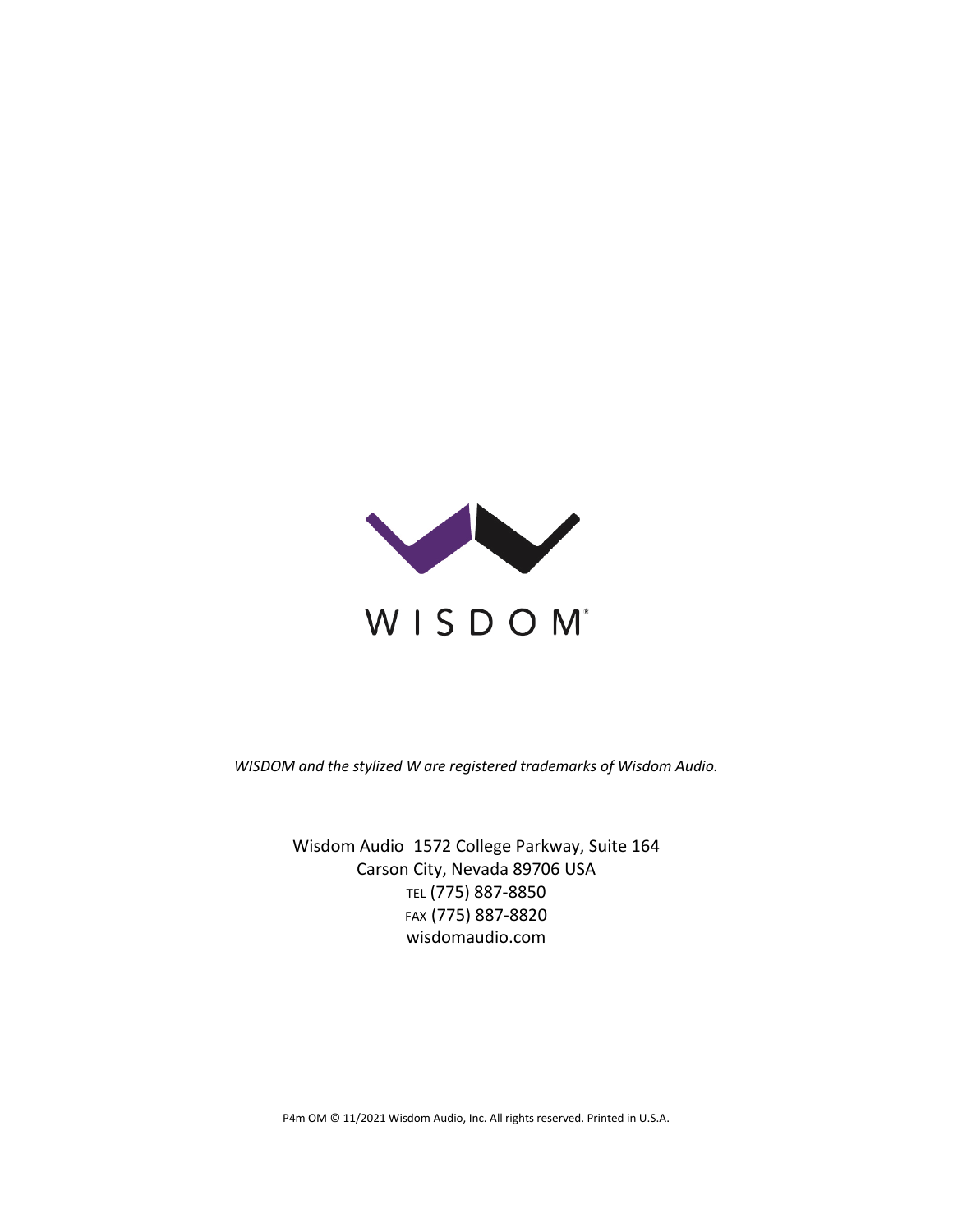WISDOM

*WISDOM and the stylized W are registered trademarks of Wisdom Audio.*

Wisdom Audio 1572 College Parkway, Suite 164
Carson City, Nevada 89706 USA
TEL (775) 887-8850
FAX (775) 887-8820
wisdomaudio.com

P4m OM © 11/2021 Wisdom Audio, Inc. All rights reserved. Printed in U.S.A.